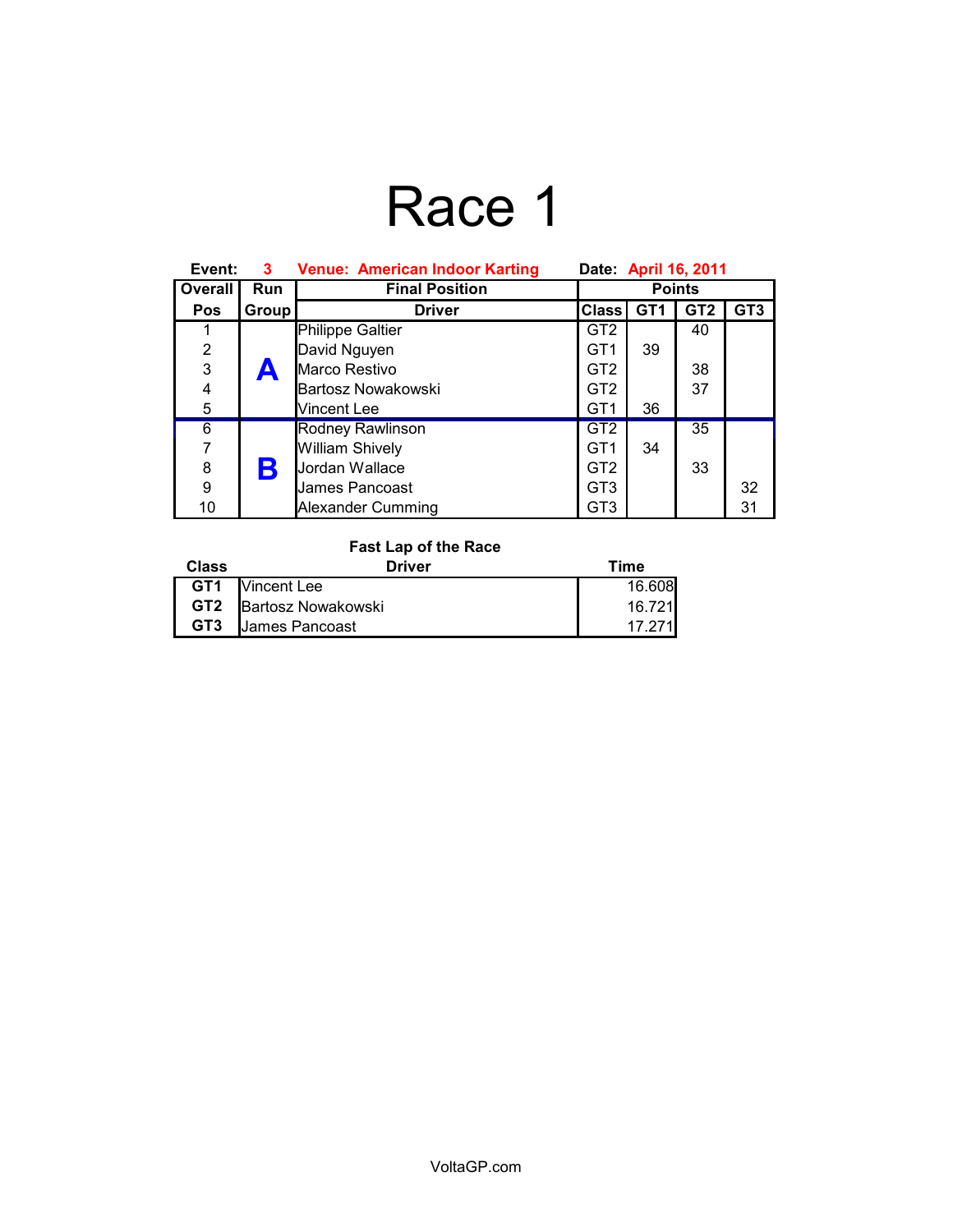# Race 1

**Event:** 3 **Venue: American Indoor Karting** **Date:** April 16, 2011

| Overall Pos | Run Group | Final Position Driver | Class | GT1 | GT2 | GT3 |
|---|---|---|---|---|---|---|
| 1 | A | Philippe Galtier | GT2 | | 40 | |
| 2 | | David Nguyen | GT1 | 39 | | |
| 3 | | Marco Restivo | GT2 | | 38 | |
| 4 | | Bartosz Nowakowski | GT2 | | 37 | |
| 5 | | Vincent Lee | GT1 | 36 | | |
| 6 | B | Rodney Rawlinson | GT2 | | 35 | |
| 7 | | William Shively | GT1 | 34 | | |
| 8 | | Jordan Wallace | GT2 | | 33 | |
| 9 | | James Pancoast | GT3 | | | 32 |
| 10 | | Alexander Cumming | GT3 | | | 31 |

**Fast Lap of the Race**

| Class | Driver | Time |
|---|---|---|
| **GT1** | Vincent Lee | 16.608 |
| **GT2** | Bartosz Nowakowski | 16.721 |
| **GT3** | James Pancoast | 17.271 |

VoltaGP.com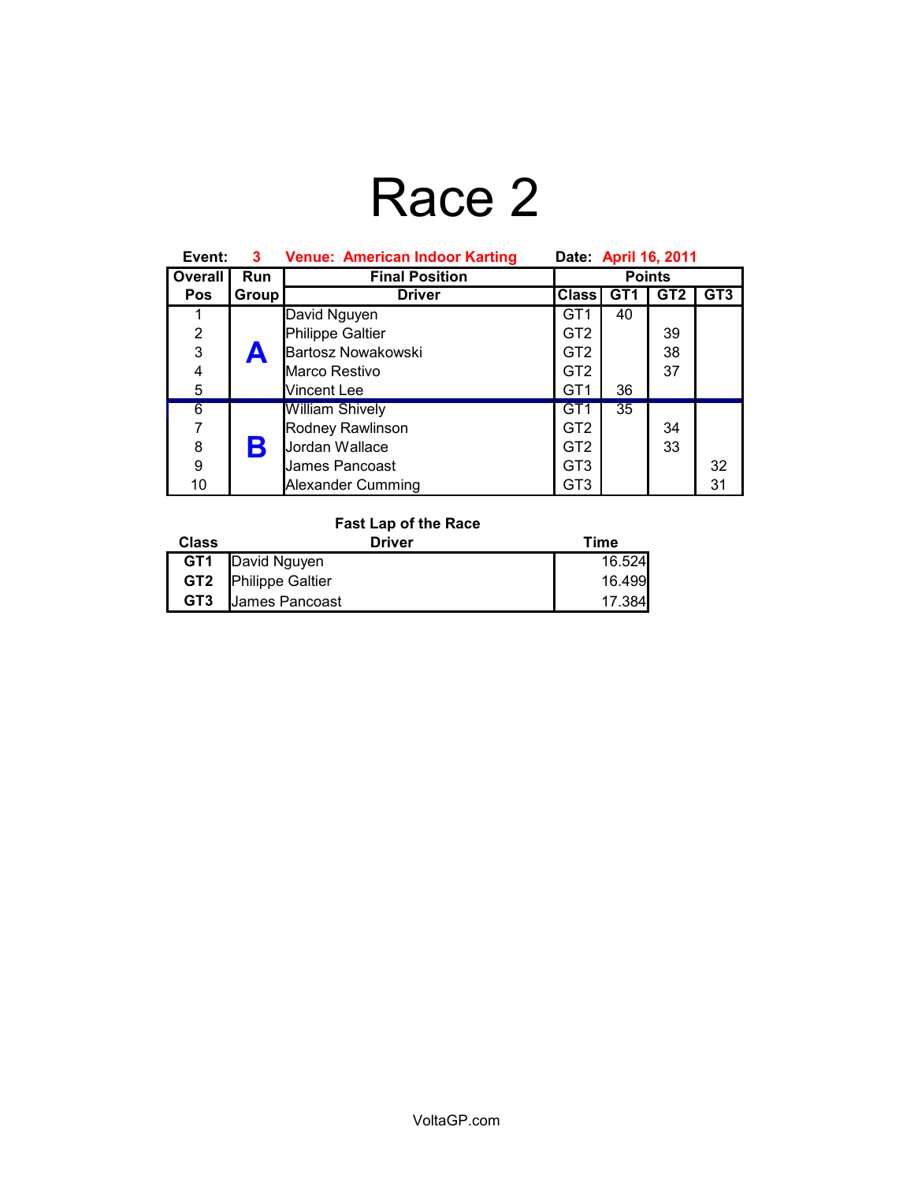# Race 2

**Event:** 3 **Venue:** American Indoor Karting **Date:** April 16, 2011

| Overall Pos | Run Group | Final Position Driver | Class | Points GT1 | Points GT2 | Points GT3 |
|---|---|---|---|---|---|---|
| 1 | A | David Nguyen | GT1 | 40 | | |
| 2 | | Philippe Galtier | GT2 | | 39 | |
| 3 | | Bartosz Nowakowski | GT2 | | 38 | |
| 4 | | Marco Restivo | GT2 | | 37 | |
| 5 | | Vincent Lee | GT1 | 36 | | |
| 6 | B | William Shively | GT1 | 35 | | |
| 7 | | Rodney Rawlinson | GT2 | | 34 | |
| 8 | | Jordan Wallace | GT2 | | 33 | |
| 9 | | James Pancoast | GT3 | | | 32 |
| 10 | | Alexander Cumming | GT3 | | | 31 |

**Fast Lap of the Race**

| Class | Driver | Time |
|---|---|---|
| **GT1** | David Nguyen | 16.524 |
| **GT2** | Philippe Galtier | 16.499 |
| **GT3** | James Pancoast | 17.384 |

VoltaGP.com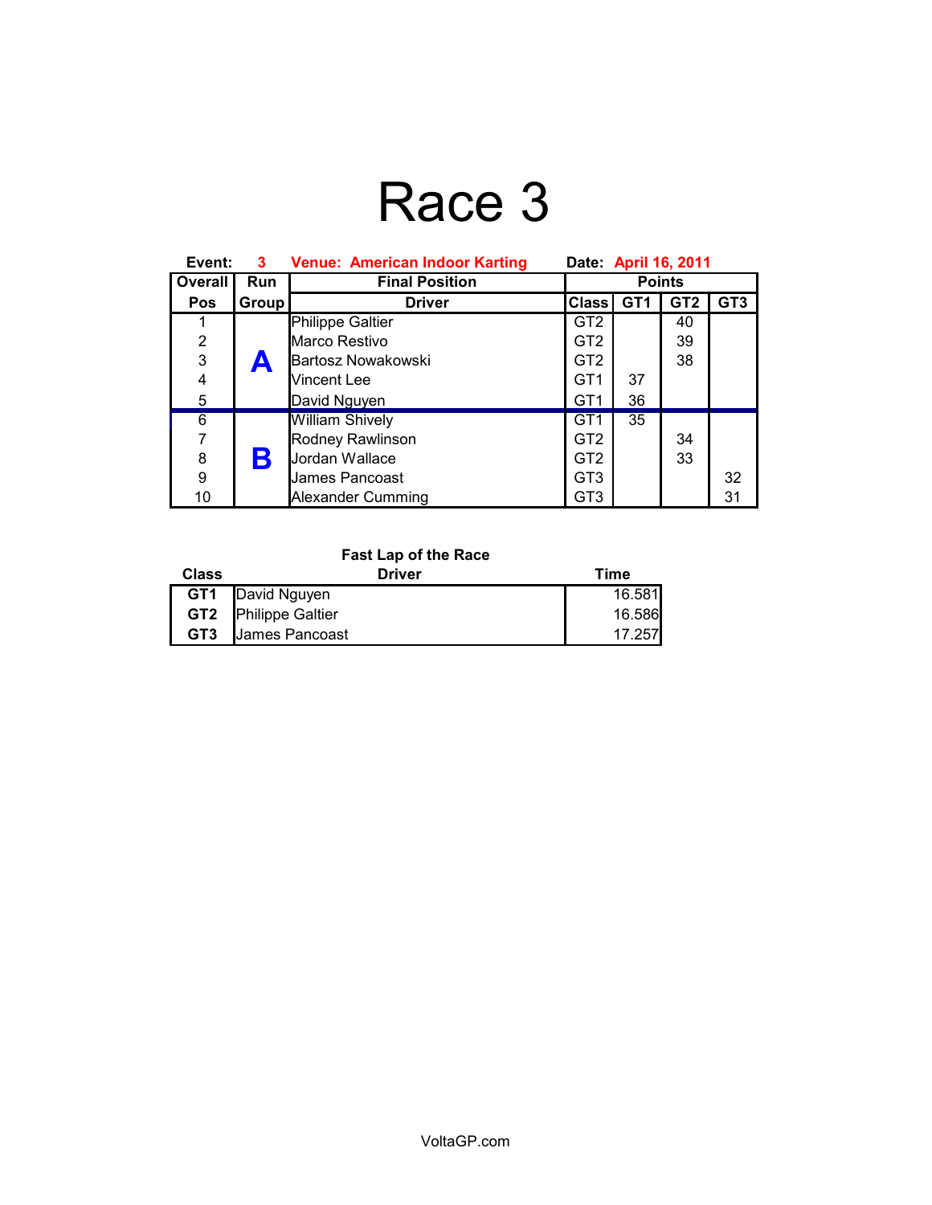# Race 3

**Event:** 3 **Venue: American Indoor Karting** **Date:** April 16, 2011

| Overall Pos | Run Group | Final Position Driver | Class | Points GT1 | Points GT2 | Points GT3 |
|---|---|---|---|---|---|---|
| 1 | A | Philippe Galtier | GT2 | | 40 | |
| 2 | | Marco Restivo | GT2 | | 39 | |
| 3 | | Bartosz Nowakowski | GT2 | | 38 | |
| 4 | | Vincent Lee | GT1 | 37 | | |
| 5 | | David Nguyen | GT1 | 36 | | |
| 6 | B | William Shively | GT1 | 35 | | |
| 7 | | Rodney Rawlinson | GT2 | | 34 | |
| 8 | | Jordan Wallace | GT2 | | 33 | |
| 9 | | James Pancoast | GT3 | | | 32 |
| 10 | | Alexander Cumming | GT3 | | | 31 |

**Fast Lap of the Race**

| Class | Driver | Time |
|---|---|---|
| **GT1** | David Nguyen | 16.581 |
| **GT2** | Philippe Galtier | 16.586 |
| **GT3** | James Pancoast | 17.257 |

VoltaGP.com